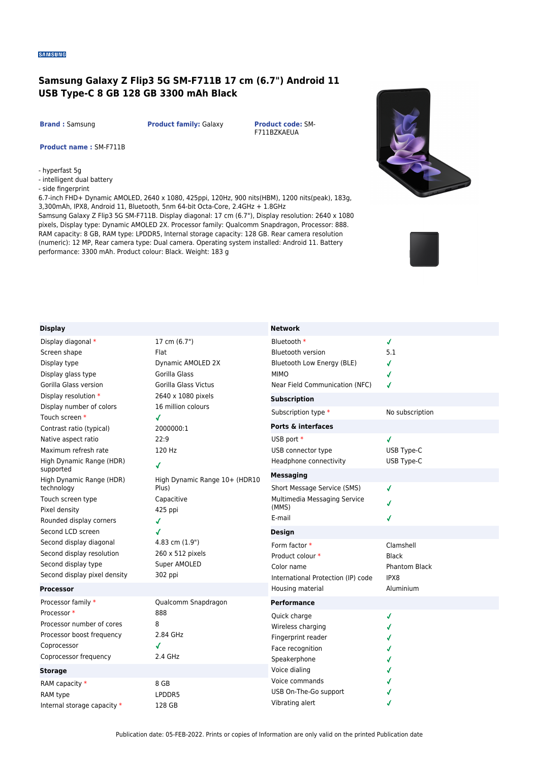SAMSUNG

# Samsung Galaxy Z Flip3 5G SM-F711B 17 cm (6.7") Android 11 USB Type-C 8 GB 128 GB 3300 mAh Black

**Brand :** Samsung **Product family:** Galaxy **Product code:** SM-F711BZKAEUA

**Product name :** SM-F711B

- hyperfast 5g
- intelligent dual battery
- side fingerprint

6.7-inch FHD+ Dynamic AMOLED, 2640 x 1080, 425ppi, 120Hz, 900 nits(HBM), 1200 nits(peak), 183g, 3,300mAh, IPX8, Android 11, Bluetooth, 5nm 64-bit Octa-Core, 2.4GHz + 1.8GHz

Samsung Galaxy Z Flip3 5G SM-F711B. Display diagonal: 17 cm (6.7"), Display resolution: 2640 x 1080 pixels, Display type: Dynamic AMOLED 2X. Processor family: Qualcomm Snapdragon, Processor: 888. RAM capacity: 8 GB, RAM type: LPDDR5, Internal storage capacity: 128 GB. Rear camera resolution (numeric): 12 MP, Rear camera type: Dual camera. Operating system installed: Android 11. Battery performance: 3300 mAh. Product colour: Black. Weight: 183 g

| Display | |
|---|---|
| Display diagonal * | 17 cm (6.7") |
| Screen shape | Flat |
| Display type | Dynamic AMOLED 2X |
| Display glass type | Gorilla Glass |
| Gorilla Glass version | Gorilla Glass Victus |
| Display resolution * | 2640 x 1080 pixels |
| Display number of colors | 16 million colours |
| Touch screen * | ✓ |
| Contrast ratio (typical) | 2000000:1 |
| Native aspect ratio | 22:9 |
| Maximum refresh rate | 120 Hz |
| High Dynamic Range (HDR) supported | ✓ |
| High Dynamic Range (HDR) technology | High Dynamic Range 10+ (HDR10 Plus) |
| Touch screen type | Capacitive |
| Pixel density | 425 ppi |
| Rounded display corners | ✓ |
| Second LCD screen | ✓ |
| Second display diagonal | 4.83 cm (1.9") |
| Second display resolution | 260 x 512 pixels |
| Second display type | Super AMOLED |
| Second display pixel density | 302 ppi |

| Processor | |
|---|---|
| Processor family * | Qualcomm Snapdragon |
| Processor * | 888 |
| Processor number of cores | 8 |
| Processor boost frequency | 2.84 GHz |
| Coprocessor | ✓ |
| Coprocessor frequency | 2.4 GHz |

| Storage | |
|---|---|
| RAM capacity * | 8 GB |
| RAM type | LPDDR5 |
| Internal storage capacity * | 128 GB |

| Network | |
|---|---|
| Bluetooth * | ✓ |
| Bluetooth version | 5.1 |
| Bluetooth Low Energy (BLE) | ✓ |
| MIMO | ✓ |
| Near Field Communication (NFC) | ✓ |

| Subscription | |
|---|---|
| Subscription type * | No subscription |

| Ports & interfaces | |
|---|---|
| USB port * | ✓ |
| USB connector type | USB Type-C |
| Headphone connectivity | USB Type-C |

| Messaging | |
|---|---|
| Short Message Service (SMS) | ✓ |
| Multimedia Messaging Service (MMS) | ✓ |
| E-mail | ✓ |

| Design | |
|---|---|
| Form factor * | Clamshell |
| Product colour * | Black |
| Color name | Phantom Black |
| International Protection (IP) code | IPX8 |
| Housing material | Aluminium |

| Performance | |
|---|---|
| Quick charge | ✓ |
| Wireless charging | ✓ |
| Fingerprint reader | ✓ |
| Face recognition | ✓ |
| Speakerphone | ✓ |
| Voice dialing | ✓ |
| Voice commands | ✓ |
| USB On-The-Go support | ✓ |
| Vibrating alert | ✓ |

Publication date: 05-FEB-2022. Prints or copies of Information are only valid on the printed Publication date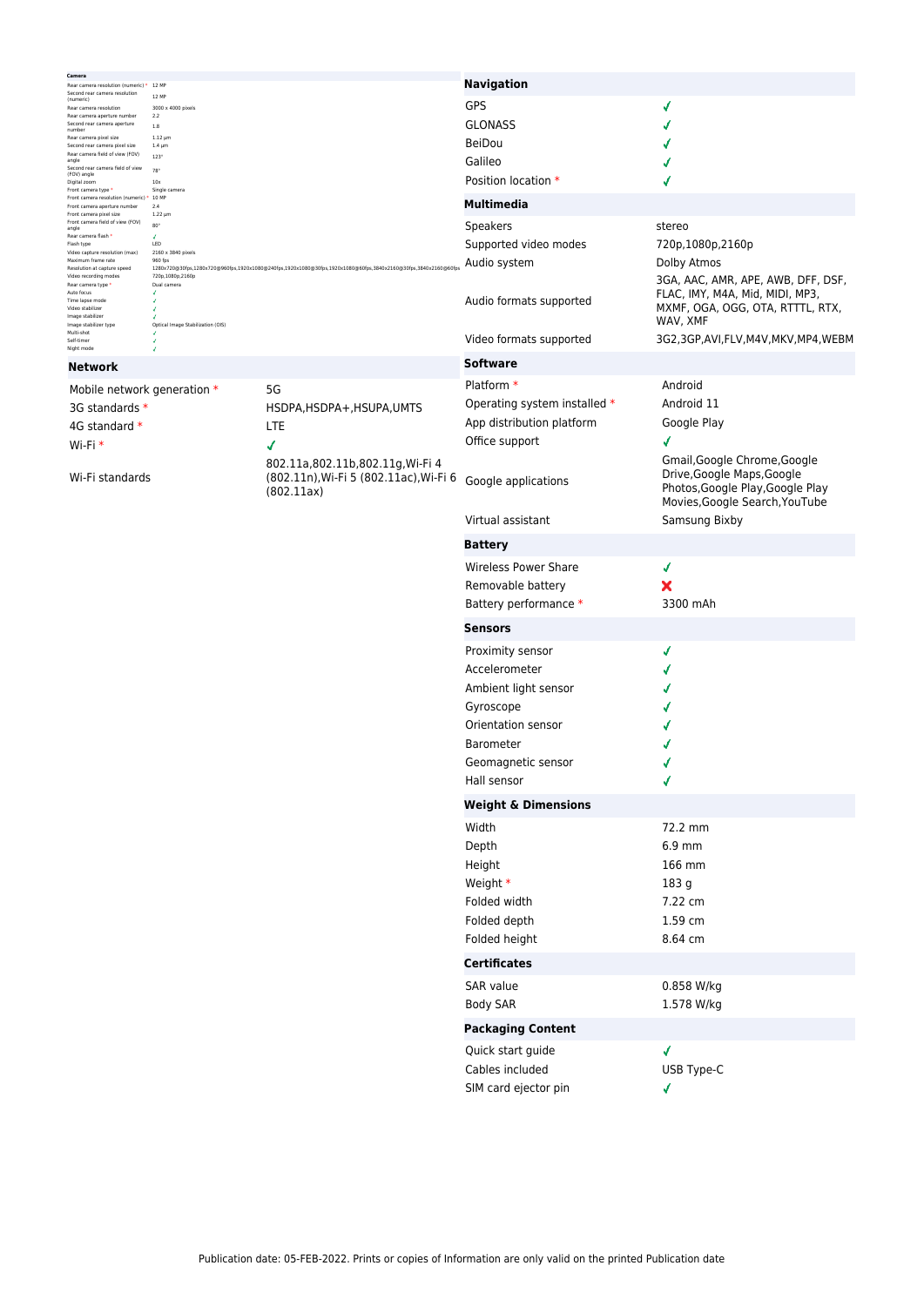## Camera

| Camera | |
|---|---|
| Rear camera resolution (numeric) * | 12 MP |
| Second rear camera resolution (numeric) | 12 MP |
| Rear camera resolution | 3000 x 4000 pixels |
| Rear camera aperture number | 2.2 |
| Second rear camera aperture number | 1.8 |
| Rear camera pixel size | 1.12 µm |
| Second rear camera pixel size | 1.4 µm |
| Rear camera field of view (FOV) angle | 123° |
| Second rear camera field of view (FOV) angle | 78° |
| Digital zoom | 10x |
| Front camera type * | Single camera |
| Front camera resolution (numeric) * | 10 MP |
| Front camera aperture number | 2.4 |
| Front camera pixel size | 1.22 µm |
| Front camera field of view (FOV) angle | 80° |
| Rear camera flash * | ✓ |
| Flash type | LED |
| Video capture resolution (max) | 2160 x 3840 pixels |
| Maximum frame rate | 960 fps |
| Resolution at capture speed | 1280x720@30fps,1280x720@960fps,1920x1080@240fps,1920x1080@30fps,1920x1080@60fps,3840x2160@30fps,3840x2160@60fps |
| Video recording modes | 720p,1080p,2160p |
| Rear camera type * | Dual camera |
| Auto focus | ✓ |
| Time lapse mode | ✓ |
| Video stabilizer | ✓ |
| Image stabilizer | ✓ |
| Image stabilizer type | Optical Image Stabilization (OIS) |
| Multi-shot | ✓ |
| Self-timer | ✓ |
| Night mode | ✓ |

## Network

| Network | |
|---|---|
| Mobile network generation * | 5G |
| 3G standards * | HSDPA,HSDPA+,HSUPA,UMTS |
| 4G standard * | LTE |
| Wi-Fi * | ✓ |
| Wi-Fi standards | 802.11a,802.11b,802.11g,Wi-Fi 4 (802.11n),Wi-Fi 5 (802.11ac),Wi-Fi 6 (802.11ax) |

## Navigation

| Navigation | |
|---|---|
| GPS | ✓ |
| GLONASS | ✓ |
| BeiDou | ✓ |
| Galileo | ✓ |
| Position location * | ✓ |

## Multimedia

| Multimedia | |
|---|---|
| Speakers | stereo |
| Supported video modes | 720p,1080p,2160p |
| Audio system | Dolby Atmos |
| Audio formats supported | 3GA, AAC, AMR, APE, AWB, DFF, DSF, FLAC, IMY, M4A, Mid, MIDI, MP3, MXMF, OGA, OGG, OTA, RTTTL, RTX, WAV, XMF |
| Video formats supported | 3G2,3GP,AVI,FLV,M4V,MKV,MP4,WEBM |

## Software

| Software | |
|---|---|
| Platform * | Android |
| Operating system installed * | Android 11 |
| App distribution platform | Google Play |
| Office support | ✓ |
| Google applications | Gmail,Google Chrome,Google Drive,Google Maps,Google Photos,Google Play,Google Play Movies,Google Search,YouTube |
| Virtual assistant | Samsung Bixby |

## Battery

| Battery | |
|---|---|
| Wireless Power Share | ✓ |
| Removable battery | ✗ |
| Battery performance * | 3300 mAh |

## Sensors

| Sensors | |
|---|---|
| Proximity sensor | ✓ |
| Accelerometer | ✓ |
| Ambient light sensor | ✓ |
| Gyroscope | ✓ |
| Orientation sensor | ✓ |
| Barometer | ✓ |
| Geomagnetic sensor | ✓ |
| Hall sensor | ✓ |

## Weight & Dimensions

| Weight & Dimensions | |
|---|---|
| Width | 72.2 mm |
| Depth | 6.9 mm |
| Height | 166 mm |
| Weight * | 183 g |
| Folded width | 7.22 cm |
| Folded depth | 1.59 cm |
| Folded height | 8.64 cm |

## Certificates

| Certificates | |
|---|---|
| SAR value | 0.858 W/kg |
| Body SAR | 1.578 W/kg |

## Packaging Content

| Packaging Content | |
|---|---|
| Quick start guide | ✓ |
| Cables included | USB Type-C |
| SIM card ejector pin | ✓ |

Publication date: 05-FEB-2022. Prints or copies of Information are only valid on the printed Publication date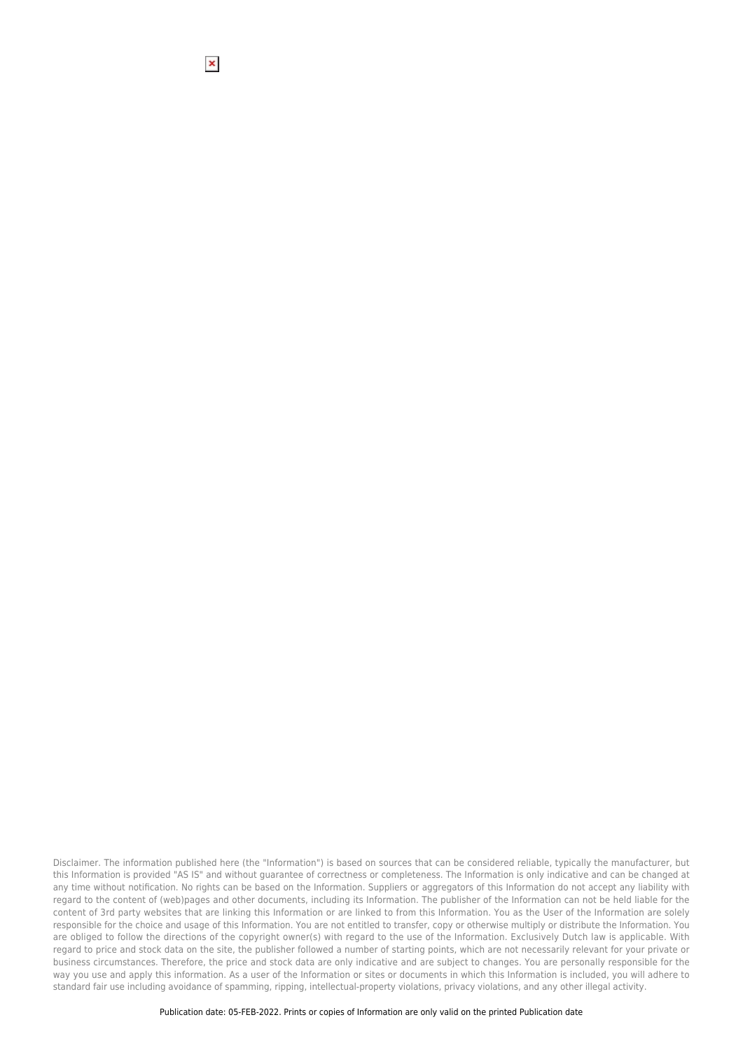Disclaimer. The information published here (the "Information") is based on sources that can be considered reliable, typically the manufacturer, but this Information is provided "AS IS" and without guarantee of correctness or completeness. The Information is only indicative and can be changed at any time without notification. No rights can be based on the Information. Suppliers or aggregators of this Information do not accept any liability with regard to the content of (web)pages and other documents, including its Information. The publisher of the Information can not be held liable for the content of 3rd party websites that are linking this Information or are linked to from this Information. You as the User of the Information are solely responsible for the choice and usage of this Information. You are not entitled to transfer, copy or otherwise multiply or distribute the Information. You are obliged to follow the directions of the copyright owner(s) with regard to the use of the Information. Exclusively Dutch law is applicable. With regard to price and stock data on the site, the publisher followed a number of starting points, which are not necessarily relevant for your private or business circumstances. Therefore, the price and stock data are only indicative and are subject to changes. You are personally responsible for the way you use and apply this information. As a user of the Information or sites or documents in which this Information is included, you will adhere to standard fair use including avoidance of spamming, ripping, intellectual-property violations, privacy violations, and any other illegal activity.

Publication date: 05-FEB-2022. Prints or copies of Information are only valid on the printed Publication date